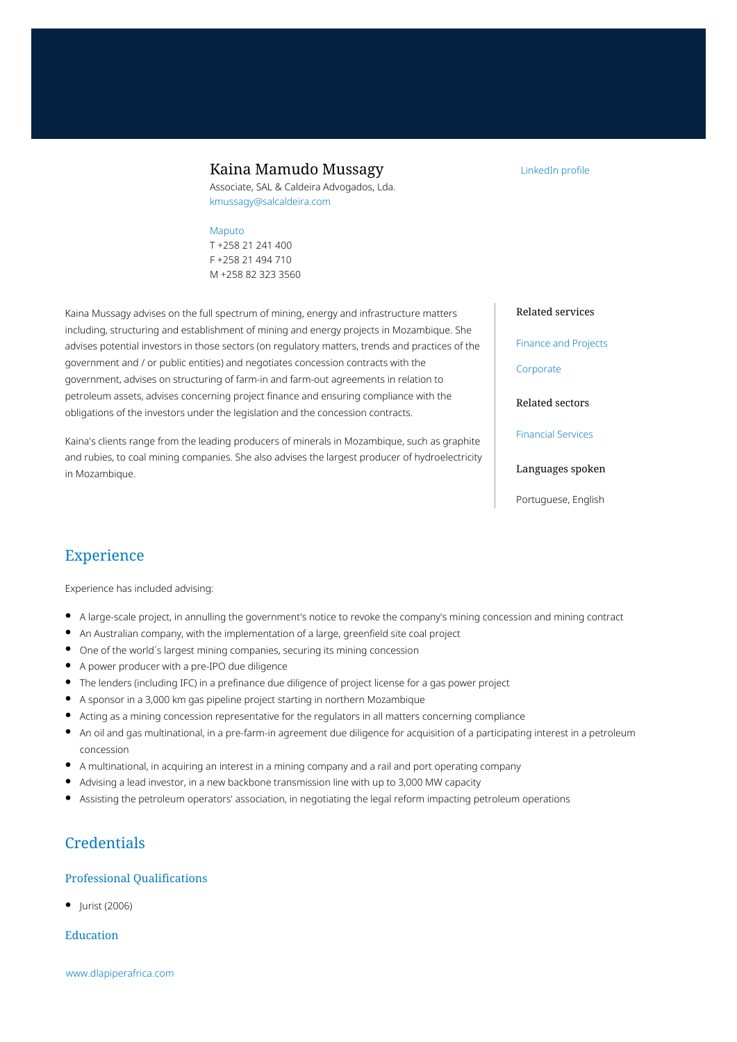# Kaina Mamudo Mussagy

Associate, SAL & Caldeira Advogados, Lda.
kmussagy@salcaldeira.com

Maputo
T +258 21 241 400
F +258 21 494 710
M +258 82 323 3560

LinkedIn profile

Kaina Mussagy advises on the full spectrum of mining, energy and infrastructure matters including, structuring and establishment of mining and energy projects in Mozambique. She advises potential investors in those sectors (on regulatory matters, trends and practices of the government and / or public entities) and negotiates concession contracts with the government, advises on structuring of farm-in and farm-out agreements in relation to petroleum assets, advises concerning project finance and ensuring compliance with the obligations of the investors under the legislation and the concession contracts.

Kaina's clients range from the leading producers of minerals in Mozambique, such as graphite and rubies, to coal mining companies. She also advises the largest producer of hydroelectricity in Mozambique.

### Related services

Finance and Projects

Corporate

### Related sectors

Financial Services

### Languages spoken

Portuguese, English

## Experience

Experience has included advising:

- A large-scale project, in annulling the government's notice to revoke the company's mining concession and mining contract
- An Australian company, with the implementation of a large, greenfield site coal project
- One of the world´s largest mining companies, securing its mining concession
- A power producer with a pre-IPO due diligence
- The lenders (including IFC) in a prefinance due diligence of project license for a gas power project
- A sponsor in a 3,000 km gas pipeline project starting in northern Mozambique
- Acting as a mining concession representative for the regulators in all matters concerning compliance
- An oil and gas multinational, in a pre-farm-in agreement due diligence for acquisition of a participating interest in a petroleum concession
- A multinational, in acquiring an interest in a mining company and a rail and port operating company
- Advising a lead investor, in a new backbone transmission line with up to 3,000 MW capacity
- Assisting the petroleum operators' association, in negotiating the legal reform impacting petroleum operations

## Credentials

### Professional Qualifications

- Jurist (2006)

### Education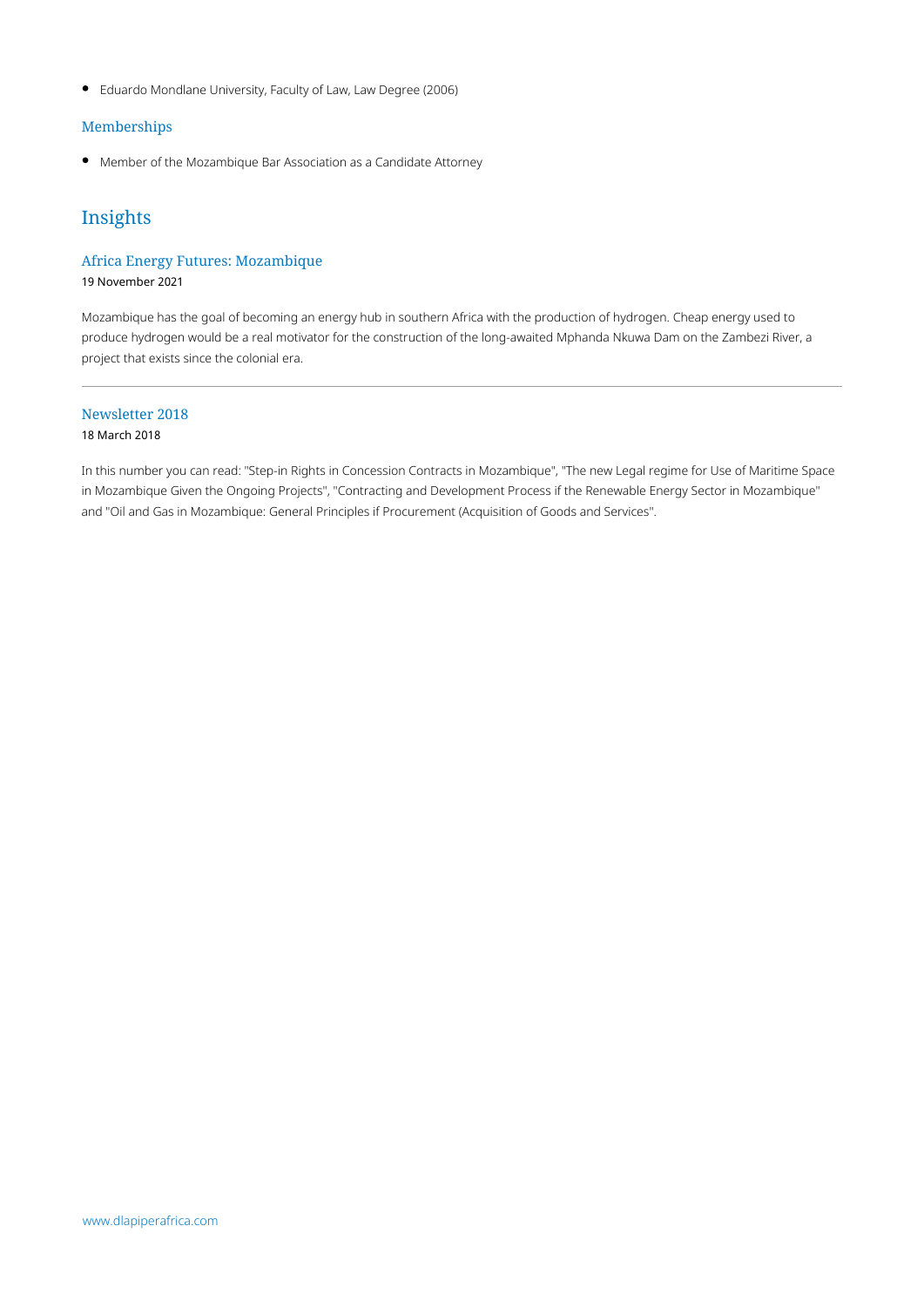- Eduardo Mondlane University, Faculty of Law, Law Degree (2006)

### Memberships

- Member of the Mozambique Bar Association as a Candidate Attorney

## Insights

### Africa Energy Futures: Mozambique

19 November 2021

Mozambique has the goal of becoming an energy hub in southern Africa with the production of hydrogen. Cheap energy used to produce hydrogen would be a real motivator for the construction of the long-awaited Mphanda Nkuwa Dam on the Zambezi River, a project that exists since the colonial era.

---

### Newsletter 2018

18 March 2018

In this number you can read: "Step-in Rights in Concession Contracts in Mozambique", "The new Legal regime for Use of Maritime Space in Mozambique Given the Ongoing Projects", "Contracting and Development Process if the Renewable Energy Sector in Mozambique" and "Oil and Gas in Mozambique: General Principles if Procurement (Acquisition of Goods and Services".

www.dlapiperafrica.com